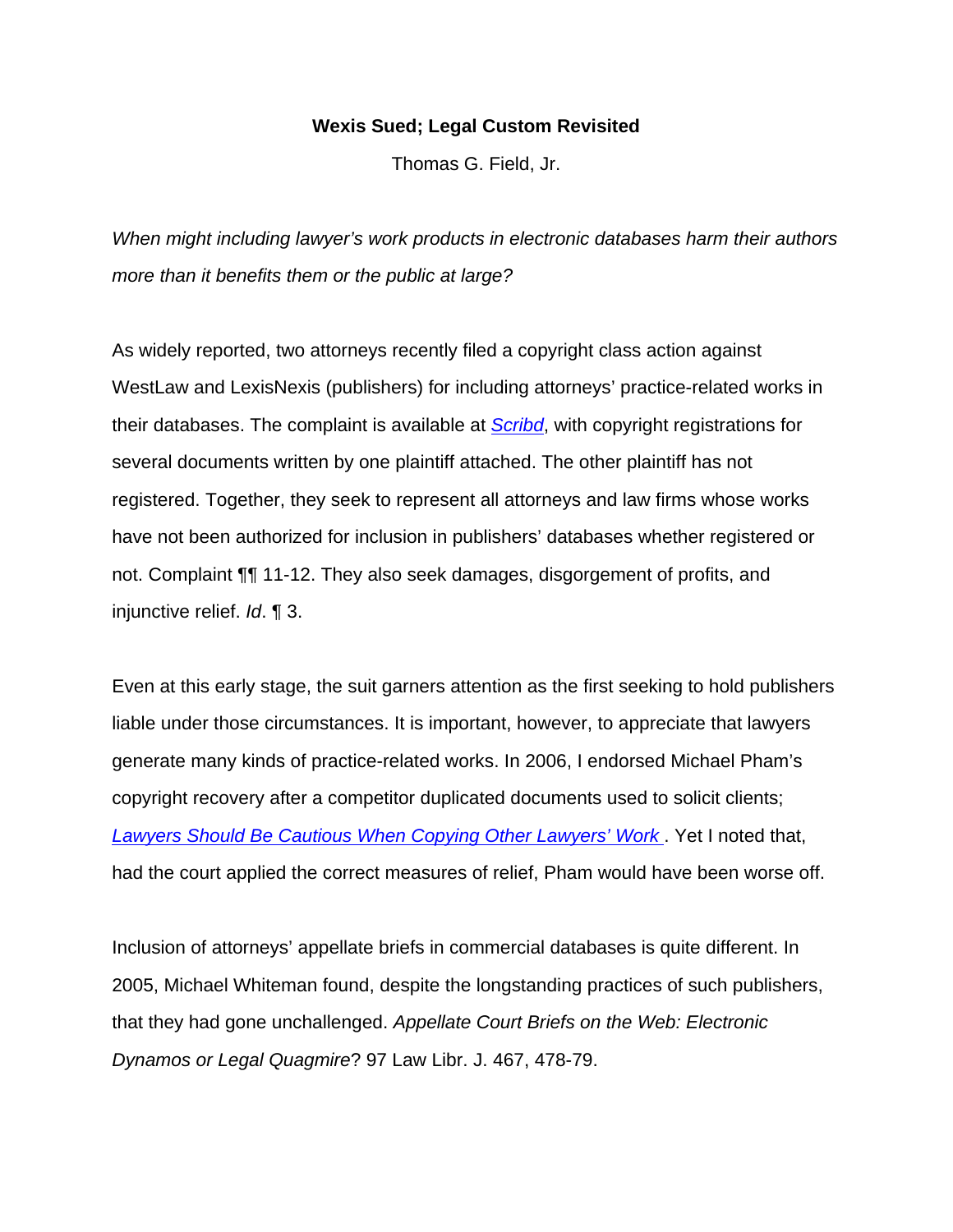# Wexis Sued; Legal Custom Revisited

Thomas G. Field, Jr.

*When might including lawyer's work products in electronic databases harm their authors more than it benefits them or the public at large?*

As widely reported, two attorneys recently filed a copyright class action against WestLaw and LexisNexis (publishers) for including attorneys' practice-related works in their databases. The complaint is available at *Scribd*, with copyright registrations for several documents written by one plaintiff attached. The other plaintiff has not registered. Together, they seek to represent all attorneys and law firms whose works have not been authorized for inclusion in publishers' databases whether registered or not. Complaint ¶¶ 11-12. They also seek damages, disgorgement of profits, and injunctive relief. *Id*. ¶ 3.

Even at this early stage, the suit garners attention as the first seeking to hold publishers liable under those circumstances. It is important, however, to appreciate that lawyers generate many kinds of practice-related works. In 2006, I endorsed Michael Pham's copyright recovery after a competitor duplicated documents used to solicit clients; *Lawyers Should Be Cautious When Copying Other Lawyers' Work* . Yet I noted that, had the court applied the correct measures of relief, Pham would have been worse off.

Inclusion of attorneys' appellate briefs in commercial databases is quite different. In 2005, Michael Whiteman found, despite the longstanding practices of such publishers, that they had gone unchallenged. *Appellate Court Briefs on the Web: Electronic Dynamos or Legal Quagmire*? 97 Law Libr. J. 467, 478-79.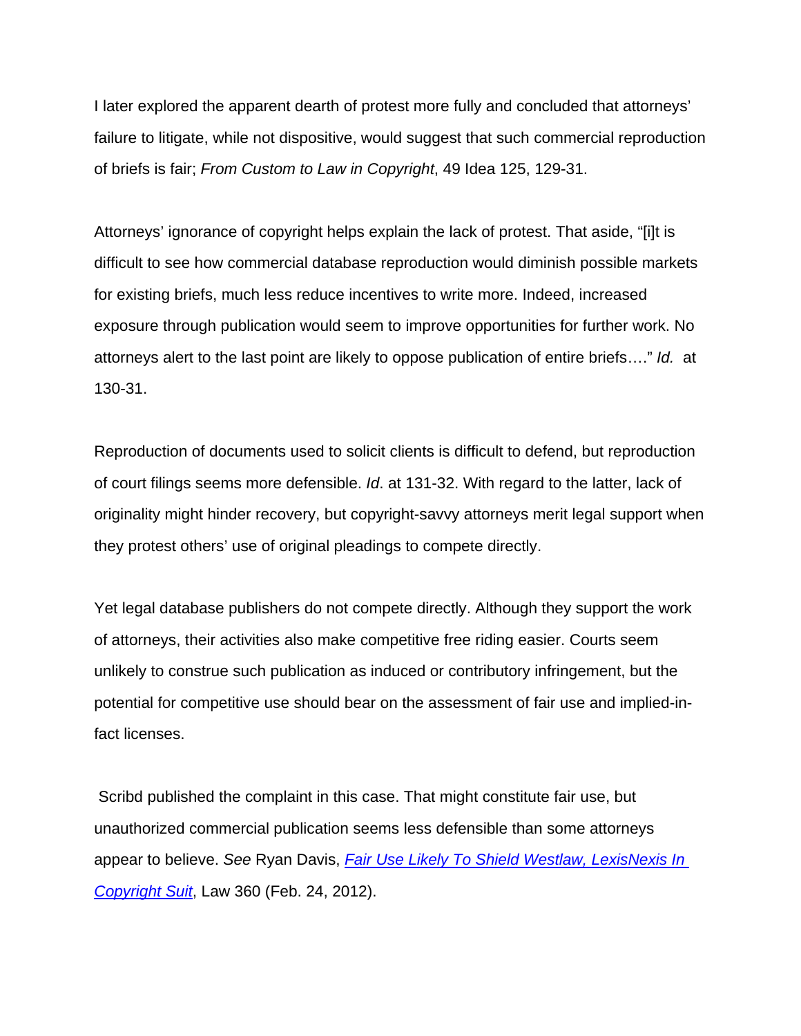I later explored the apparent dearth of protest more fully and concluded that attorneys' failure to litigate, while not dispositive, would suggest that such commercial reproduction of briefs is fair; *From Custom to Law in Copyright*, 49 Idea 125, 129-31.

Attorneys' ignorance of copyright helps explain the lack of protest. That aside, "[i]t is difficult to see how commercial database reproduction would diminish possible markets for existing briefs, much less reduce incentives to write more. Indeed, increased exposure through publication would seem to improve opportunities for further work. No attorneys alert to the last point are likely to oppose publication of entire briefs…." *Id.* at 130-31.

Reproduction of documents used to solicit clients is difficult to defend, but reproduction of court filings seems more defensible. *Id*. at 131-32. With regard to the latter, lack of originality might hinder recovery, but copyright-savvy attorneys merit legal support when they protest others' use of original pleadings to compete directly.

Yet legal database publishers do not compete directly. Although they support the work of attorneys, their activities also make competitive free riding easier. Courts seem unlikely to construe such publication as induced or contributory infringement, but the potential for competitive use should bear on the assessment of fair use and implied-in-fact licenses.

Scribd published the complaint in this case. That might constitute fair use, but unauthorized commercial publication seems less defensible than some attorneys appear to believe. *See* Ryan Davis, *Fair Use Likely To Shield Westlaw, LexisNexis In Copyright Suit*, Law 360 (Feb. 24, 2012).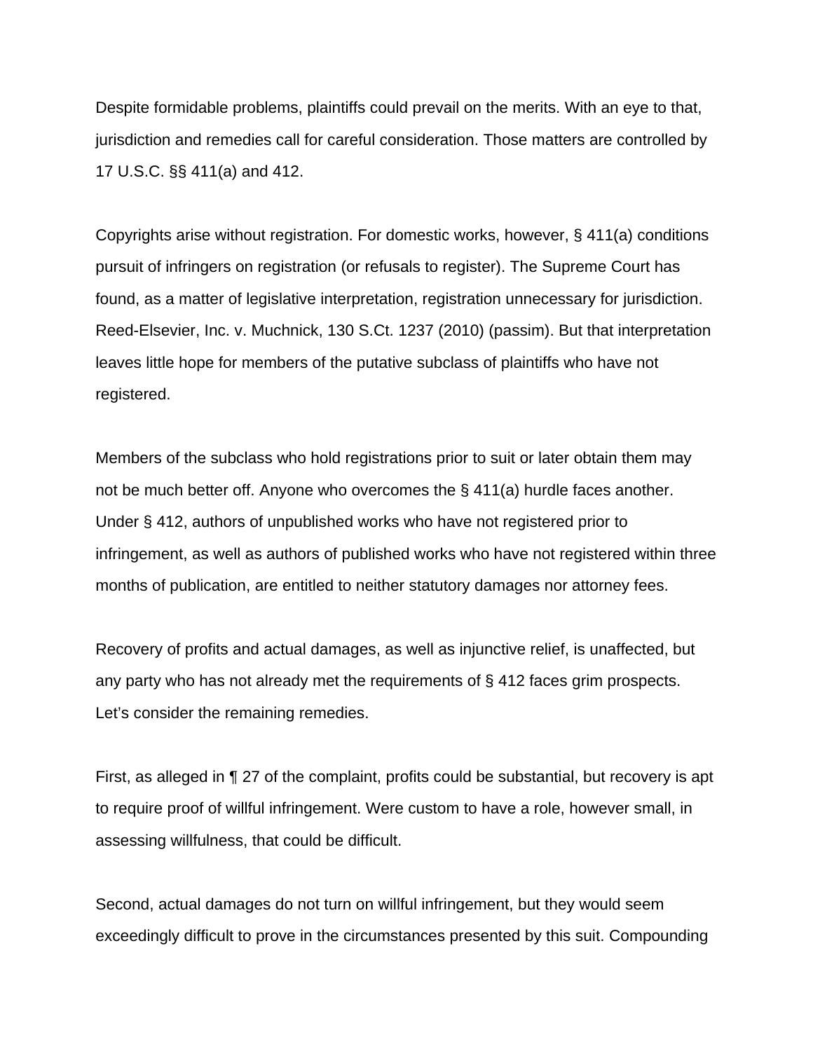Despite formidable problems, plaintiffs could prevail on the merits. With an eye to that, jurisdiction and remedies call for careful consideration. Those matters are controlled by 17 U.S.C. §§ 411(a) and 412.

Copyrights arise without registration. For domestic works, however, § 411(a) conditions pursuit of infringers on registration (or refusals to register). The Supreme Court has found, as a matter of legislative interpretation, registration unnecessary for jurisdiction. Reed-Elsevier, Inc. v. Muchnick, 130 S.Ct. 1237 (2010) (passim). But that interpretation leaves little hope for members of the putative subclass of plaintiffs who have not registered.

Members of the subclass who hold registrations prior to suit or later obtain them may not be much better off. Anyone who overcomes the § 411(a) hurdle faces another. Under § 412, authors of unpublished works who have not registered prior to infringement, as well as authors of published works who have not registered within three months of publication, are entitled to neither statutory damages nor attorney fees.

Recovery of profits and actual damages, as well as injunctive relief, is unaffected, but any party who has not already met the requirements of § 412 faces grim prospects. Let's consider the remaining remedies.

First, as alleged in ¶ 27 of the complaint, profits could be substantial, but recovery is apt to require proof of willful infringement. Were custom to have a role, however small, in assessing willfulness, that could be difficult.

Second, actual damages do not turn on willful infringement, but they would seem exceedingly difficult to prove in the circumstances presented by this suit. Compounding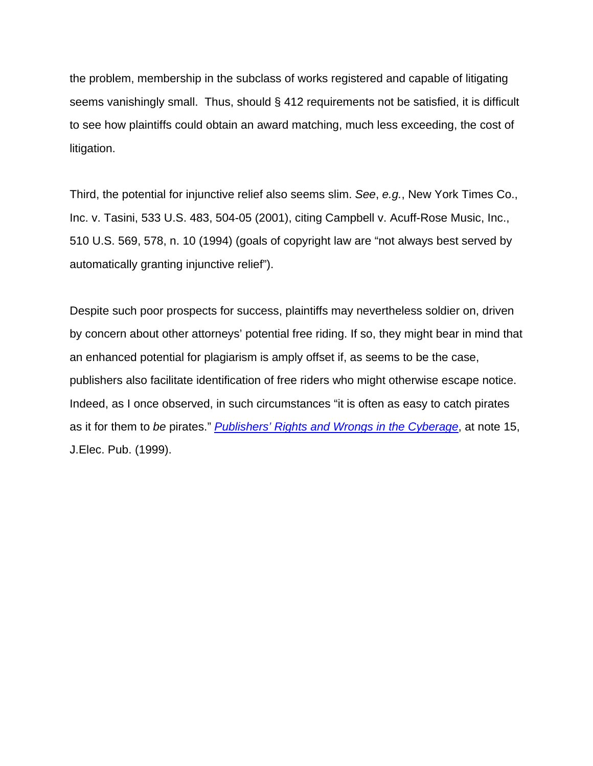the problem, membership in the subclass of works registered and capable of litigating seems vanishingly small. Thus, should § 412 requirements not be satisfied, it is difficult to see how plaintiffs could obtain an award matching, much less exceeding, the cost of litigation.

Third, the potential for injunctive relief also seems slim. *See*, *e.g.*, New York Times Co., Inc. v. Tasini, 533 U.S. 483, 504-05 (2001), citing Campbell v. Acuff-Rose Music, Inc., 510 U.S. 569, 578, n. 10 (1994) (goals of copyright law are "not always best served by automatically granting injunctive relief").

Despite such poor prospects for success, plaintiffs may nevertheless soldier on, driven by concern about other attorneys' potential free riding. If so, they might bear in mind that an enhanced potential for plagiarism is amply offset if, as seems to be the case, publishers also facilitate identification of free riders who might otherwise escape notice. Indeed, as I once observed, in such circumstances "it is often as easy to catch pirates as it for them to *be* pirates." *Publishers' Rights and Wrongs in the Cyberage*, at note 15, J.Elec. Pub. (1999).